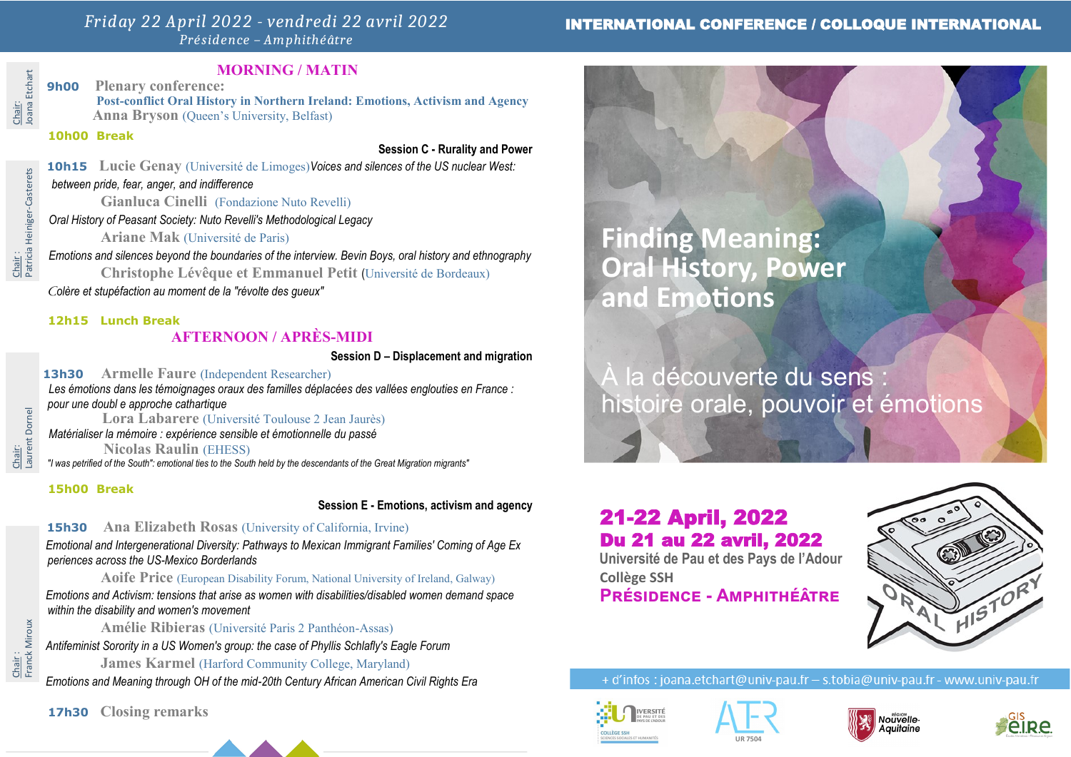# Friday 22 April 2022 - vendredi 22 avril 2022

*Présidence – Amphithéâtre*

**INTERNATIONAL CONFERENCE / COLLOQUE INTERNATIONAL**

## MORNING / MATIN

Chair: Joana Etchart

**9h00** **Plenary conference:**
**Post-conflict Oral History in Northern Ireland: Emotions, Activism and Agency**
**Anna Bryson** (Queen's University, Belfast)

**10h00 Break**

### Session C - Rurality and Power

Chair : Patricia Heiniger-Casterets

**10h15** **Lucie Genay** (Université de Limoges) *Voices and silences of the US nuclear West: between pride, fear, anger, and indifference*

**Gianluca Cinelli** (Fondazione Nuto Revelli)
*Oral History of Peasant Society: Nuto Revelli's Methodological Legacy*

**Ariane Mak** (Université de Paris)
*Emotions and silences beyond the boundaries of the interview. Bevin Boys, oral history and ethnography*

**Christophe Lévêque et Emmanuel Petit** (Université de Bordeaux)
*Colère et stupéfaction au moment de la "révolte des gueux"*

**12h15 Lunch Break**

## AFTERNOON / APRÈS-MIDI

### Session D – Displacement and migration

Chair: Laurent Dornel

**13h30** **Armelle Faure** (Independent Researcher)
*Les émotions dans les témoignages oraux des familles déplacées des vallées englouties en France : pour une doubl e approche cathartique*

**Lora Labarere** (Université Toulouse 2 Jean Jaurès)
*Matérialiser la mémoire : expérience sensible et émotionnelle du passé*

**Nicolas Raulin** (EHESS)
*"I was petrified of the South": emotional ties to the South held by the descendants of the Great Migration migrants"*

**15h00 Break**

### Session E - Emotions, activism and agency

Chair : Franck Miroux

**15h30** **Ana Elizabeth Rosas** (University of California, Irvine)
*Emotional and Intergenerational Diversity: Pathways to Mexican Immigrant Families' Coming of Age Ex periences across the US-Mexico Borderlands*

**Aoife Price** (European Disability Forum, National University of Ireland, Galway)
*Emotions and Activism: tensions that arise as women with disabilities/disabled women demand space within the disability and women's movement*

**Amélie Ribieras** (Université Paris 2 Panthéon-Assas)
*Antifeminist Sorority in a US Women's group: the case of Phyllis Schlafly's Eagle Forum*

**James Karmel** (Harford Community College, Maryland)
*Emotions and Meaning through OH of the mid-20th Century African American Civil Rights Era*

**17h30** **Closing remarks**

---

# Finding Meaning: Oral History, Power and Emotions

À la découverte du sens : histoire orale, pouvoir et émotions

**21-22 April, 2022**
**Du 21 au 22 avril, 2022**
Université de Pau et des Pays de l'Adour
Collège SSH
**PRÉSIDENCE - AMPHITHÉÂTRE**

ORAL HISTORY

+ d'infos : joana.etchart@univ-pau.fr – s.tobia@univ-pau.fr - www.univ-pau.fr

Université de Pau et des Pays de l'Adour – Collège SSH Sciences sociales et humanités · ALTER UR 7504 · Région Nouvelle-Aquitaine · GIS EIRE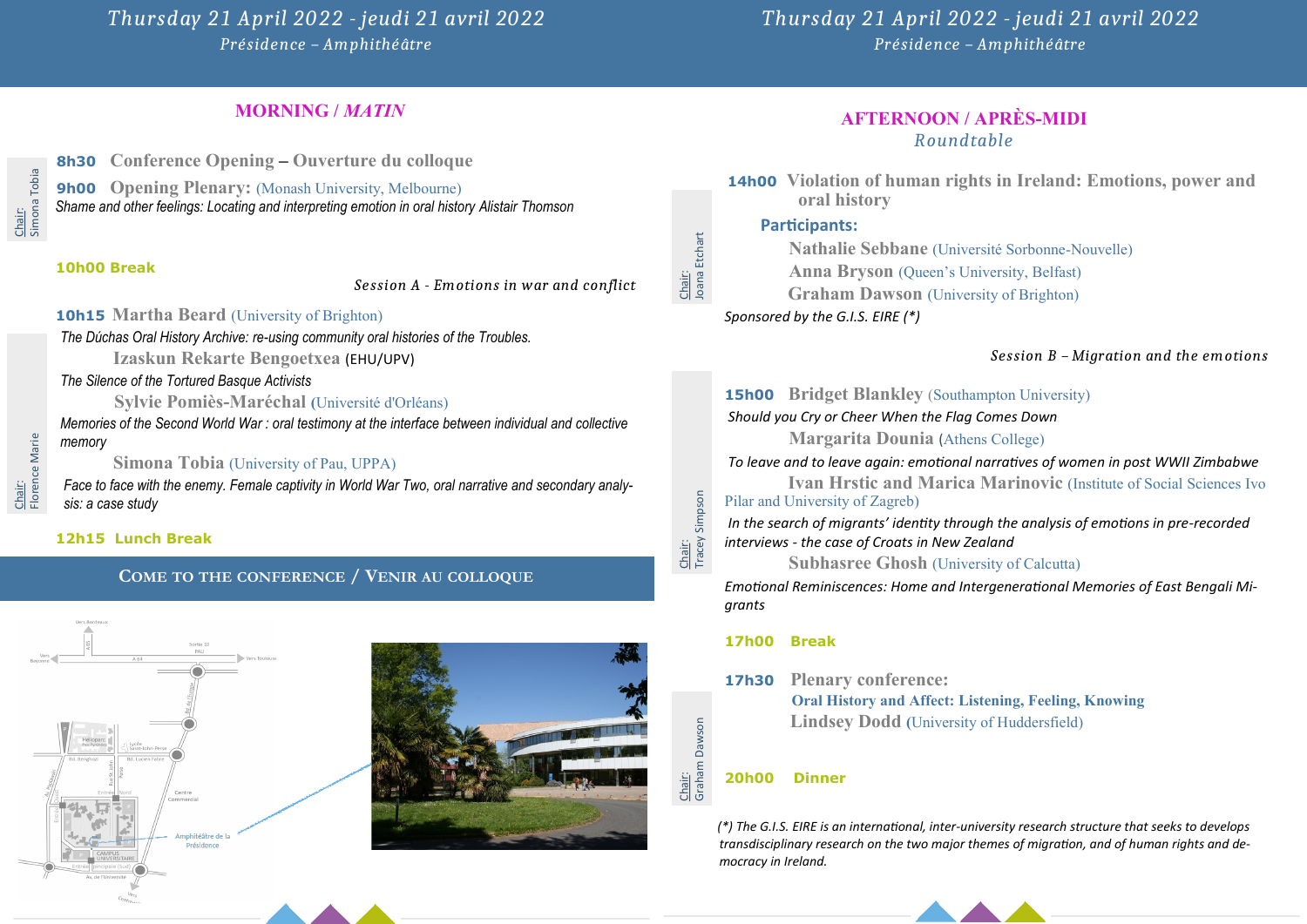# Thursday 21 April 2022 - jeudi 21 avril 2022

*Présidence – Amphithéâtre*

## MORNING / *MATIN*

Chair: Simona Tobia

**8h30** **Conference Opening – Ouverture du colloque**

**9h00** **Opening Plenary:** (Monash University, Melbourne)

*Shame and other feelings: Locating and interpreting emotion in oral history Alistair Thomson*

**10h00 Break**

*Session A - Emotions in war and conflict*

Chair: Florence Marie

**10h15** **Martha Beard** (University of Brighton)

*The Dúchas Oral History Archive: re-using community oral histories of the Troubles.*

**Izaskun Rekarte Bengoetxea** (EHU/UPV)

*The Silence of the Tortured Basque Activists*

**Sylvie Pomiès-Maréchal** (Université d'Orléans)

*Memories of the Second World War : oral testimony at the interface between individual and collective memory*

**Simona Tobia** (University of Pau, UPPA)

*Face to face with the enemy. Female captivity in World War Two, oral narrative and secondary analysis: a case study*

**12h15 Lunch Break**

## Come to the conference / Venir au colloque

# Thursday 21 April 2022 - jeudi 21 avril 2022

*Présidence – Amphithéâtre*

## AFTERNOON / APRÈS-MIDI

*Roundtable*

Chair: Joana Etchart

**14h00** **Violation of human rights in Ireland: Emotions, power and oral history**

**Participants:**

**Nathalie Sebbane** (Université Sorbonne-Nouvelle)

**Anna Bryson** (Queen's University, Belfast)

**Graham Dawson** (University of Brighton)

*Sponsored by the G.I.S. EIRE (*)*

*Session B – Migration and the emotions*

Chair: Tracey Simpson

**15h00** **Bridget Blankley** (Southampton University)

*Should you Cry or Cheer When the Flag Comes Down*

**Margarita Dounia** (Athens College)

*To leave and to leave again: emotional narratives of women in post WWII Zimbabwe*

**Ivan Hrstic and Marica Marinovic** (Institute of Social Sciences Ivo Pilar and University of Zagreb)

*In the search of migrants' identity through the analysis of emotions in pre-recorded interviews - the case of Croats in New Zealand*

**Subhasree Ghosh** (University of Calcutta)

*Emotional Reminiscences: Home and Intergenerational Memories of East Bengali Migrants*

**17h00** **Break**

Chair: Graham Dawson

**17h30** **Plenary conference:**

**Oral History and Affect: Listening, Feeling, Knowing**

**Lindsey Dodd** (University of Huddersfield)

**20h00** **Dinner**

*(*) The G.I.S. EIRE is an international, inter-university research structure that seeks to develops transdisciplinary research on the two major themes of migration, and of human rights and democracy in Ireland.*